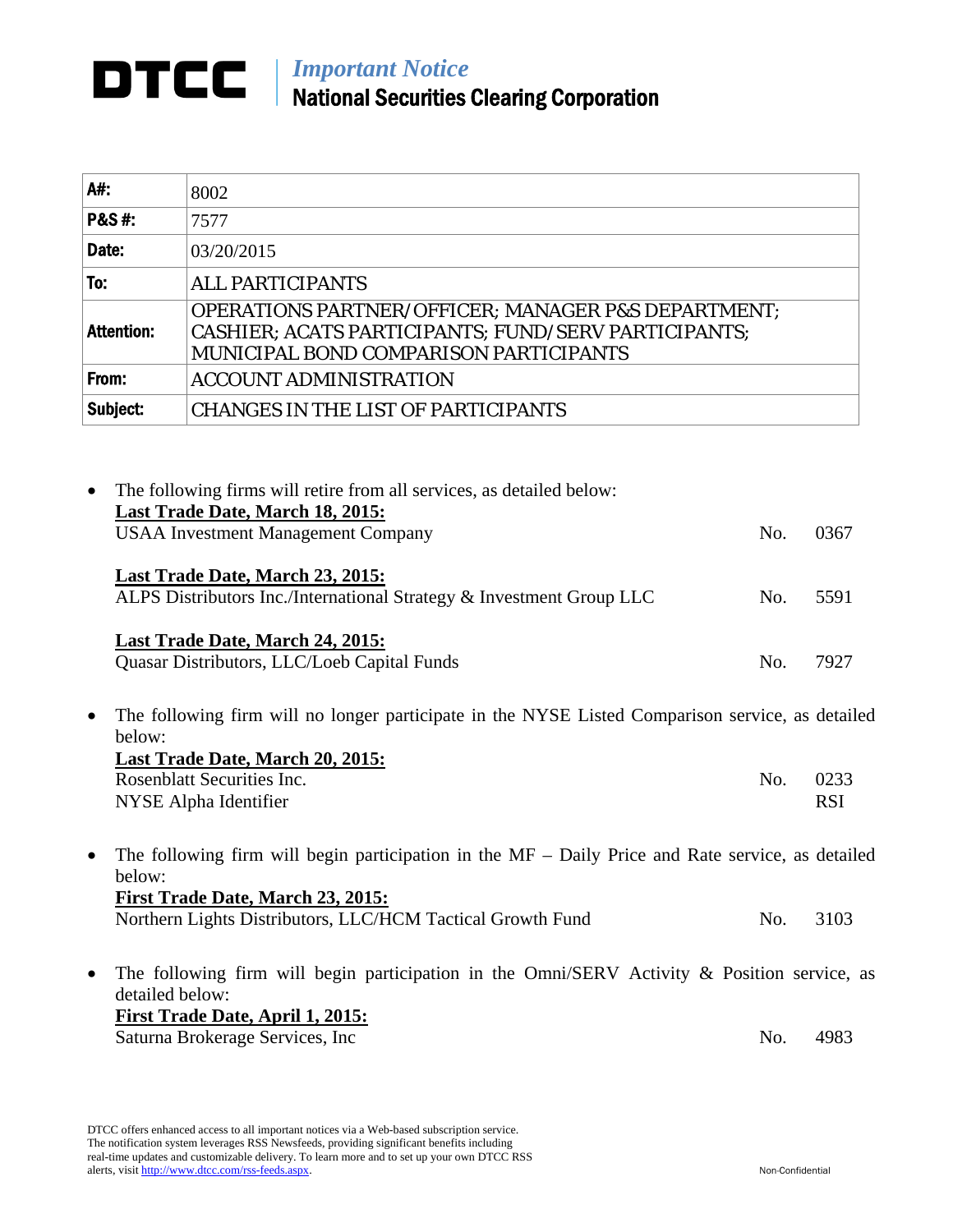# DTCC | *Important Notice*
## National Securities Clearing Corporation

| | |
|---|---|
| **A#:** | 8002 |
| **P&S #:** | 7577 |
| **Date:** | 03/20/2015 |
| **To:** | ALL PARTICIPANTS |
| **Attention:** | OPERATIONS PARTNER/OFFICER; MANAGER P&S DEPARTMENT; CASHIER; ACATS PARTICIPANTS; FUND/SERV PARTICIPANTS; MUNICIPAL BOND COMPARISON PARTICIPANTS |
| **From:** | ACCOUNT ADMINISTRATION |
| **Subject:** | CHANGES IN THE LIST OF PARTICIPANTS |

- The following firms will retire from all services, as detailed below:

  **Last Trade Date, March 18, 2015:**
  USAA Investment Management Company — No. 0367

  **Last Trade Date, March 23, 2015:**
  ALPS Distributors Inc./International Strategy & Investment Group LLC — No. 5591

  **Last Trade Date, March 24, 2015:**
  Quasar Distributors, LLC/Loeb Capital Funds — No. 7927

- The following firm will no longer participate in the NYSE Listed Comparison service, as detailed below:

  **Last Trade Date, March 20, 2015:**
  Rosenblatt Securities Inc. — No. 0233
  NYSE Alpha Identifier — RSI

- The following firm will begin participation in the MF – Daily Price and Rate service, as detailed below:

  **First Trade Date, March 23, 2015:**
  Northern Lights Distributors, LLC/HCM Tactical Growth Fund — No. 3103

- The following firm will begin participation in the Omni/SERV Activity & Position service, as detailed below:

  **First Trade Date, April 1, 2015:**
  Saturna Brokerage Services, Inc — No. 4983

DTCC offers enhanced access to all important notices via a Web-based subscription service. The notification system leverages RSS Newsfeeds, providing significant benefits including real-time updates and customizable delivery. To learn more and to set up your own DTCC RSS alerts, visit http://www.dtcc.com/rss-feeds.aspx.

Non-Confidential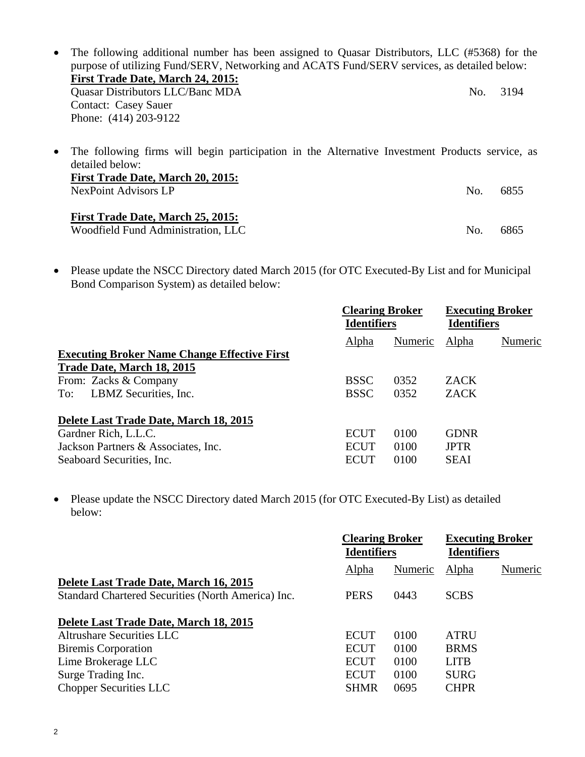- The following additional number has been assigned to Quasar Distributors, LLC (#5368) for the purpose of utilizing Fund/SERV, Networking and ACATS Fund/SERV services, as detailed below:

  **First Trade Date, March 24, 2015:**
  Quasar Distributors LLC/Banc MDA No. 3194
  Contact: Casey Sauer
  Phone: (414) 203-9122

- The following firms will begin participation in the Alternative Investment Products service, as detailed below:

  **First Trade Date, March 20, 2015:**
  NexPoint Advisors LP No. 6855

  **First Trade Date, March 25, 2015:**
  Woodfield Fund Administration, LLC No. 6865

- Please update the NSCC Directory dated March 2015 (for OTC Executed-By List and for Municipal Bond Comparison System) as detailed below:

| | Clearing Broker Identifiers | | Executing Broker Identifiers | |
|---|---|---|---|---|
| | Alpha | Numeric | Alpha | Numeric |
| **Executing Broker Name Change Effective First Trade Date, March 18, 2015** | | | | |
| From: Zacks & Company | BSSC | 0352 | ZACK | |
| To: LBMZ Securities, Inc. | BSSC | 0352 | ZACK | |
| **Delete Last Trade Date, March 18, 2015** | | | | |
| Gardner Rich, L.L.C. | ECUT | 0100 | GDNR | |
| Jackson Partners & Associates, Inc. | ECUT | 0100 | JPTR | |
| Seaboard Securities, Inc. | ECUT | 0100 | SEAI | |

- Please update the NSCC Directory dated March 2015 (for OTC Executed-By List) as detailed below:

| | Clearing Broker Identifiers | | Executing Broker Identifiers | |
|---|---|---|---|---|
| | Alpha | Numeric | Alpha | Numeric |
| **Delete Last Trade Date, March 16, 2015** | | | | |
| Standard Chartered Securities (North America) Inc. | PERS | 0443 | SCBS | |
| **Delete Last Trade Date, March 18, 2015** | | | | |
| Altrushare Securities LLC | ECUT | 0100 | ATRU | |
| Biremis Corporation | ECUT | 0100 | BRMS | |
| Lime Brokerage LLC | ECUT | 0100 | LITB | |
| Surge Trading Inc. | ECUT | 0100 | SURG | |
| Chopper Securities LLC | SHMR | 0695 | CHPR | |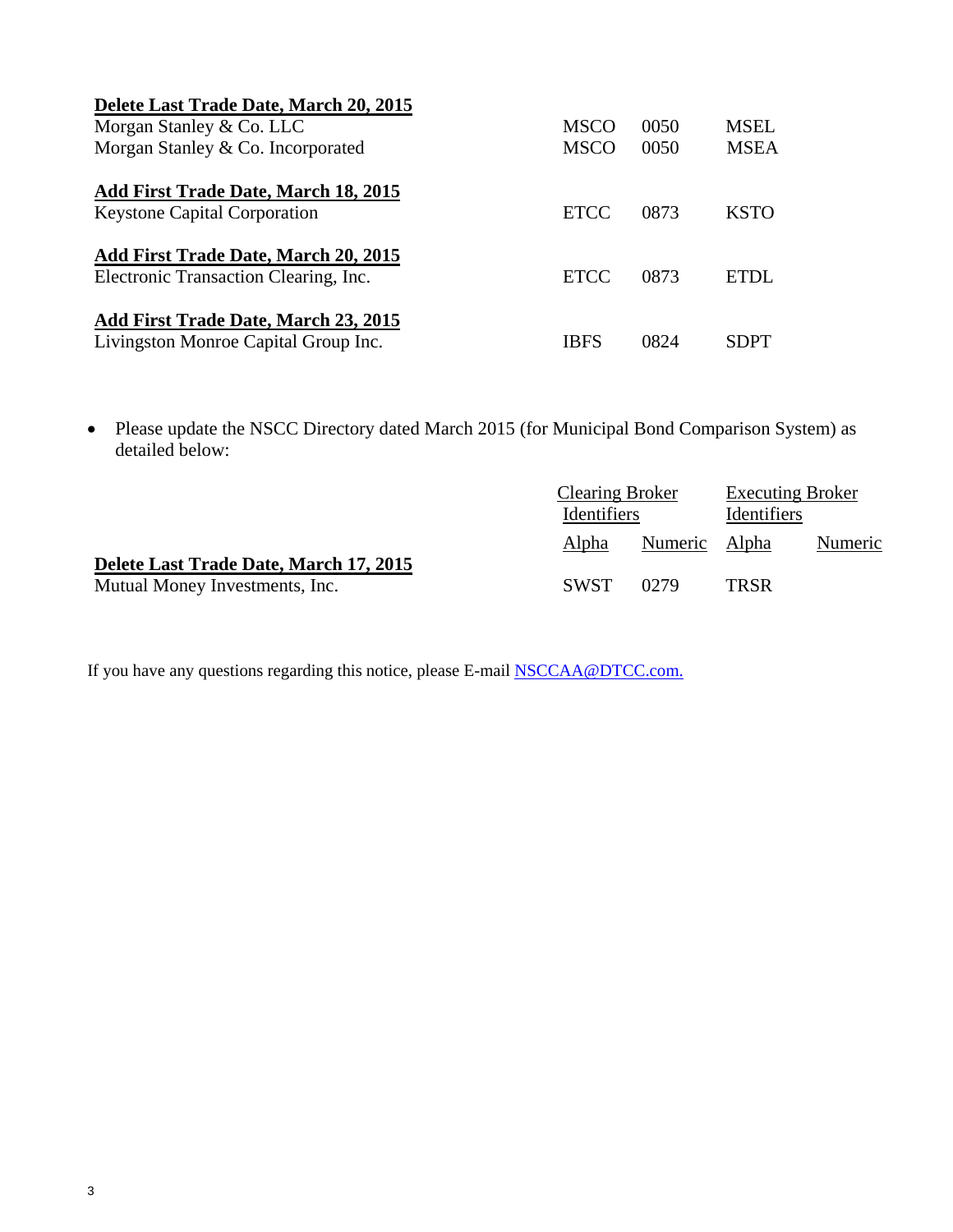| | | | |
|---|---|---|---|
| **Delete Last Trade Date, March 20, 2015** | | | |
| Morgan Stanley & Co. LLC | MSCO | 0050 | MSEL |
| Morgan Stanley & Co. Incorporated | MSCO | 0050 | MSEA |
| **Add First Trade Date, March 18, 2015** | | | |
| Keystone Capital Corporation | ETCC | 0873 | KSTO |
| **Add First Trade Date, March 20, 2015** | | | |
| Electronic Transaction Clearing, Inc. | ETCC | 0873 | ETDL |
| **Add First Trade Date, March 23, 2015** | | | |
| Livingston Monroe Capital Group Inc. | IBFS | 0824 | SDPT |

- Please update the NSCC Directory dated March 2015 (for Municipal Bond Comparison System) as detailed below:

| | Clearing Broker Identifiers | | Executing Broker Identifiers | |
|---|---|---|---|---|
| | Alpha | Numeric | Alpha | Numeric |
| **Delete Last Trade Date, March 17, 2015** | | | | |
| Mutual Money Investments, Inc. | SWST | 0279 | TRSR | |

If you have any questions regarding this notice, please E-mail NSCCAA@DTCC.com.